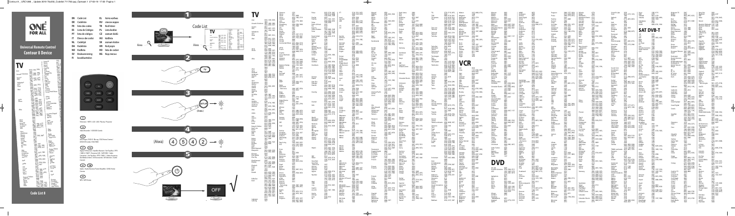# ONE FOR ALL

## Universal Remote Control

## Contour 8 Device

- **EN** Code List
- **DE** Codeliste
- **FR** Liste des codes
- **ES** Lista de Códigos
- **PT** Lista de códigos
- **IT** Elenco dei codici
- **NL** Codelijst
- **SV** Kodlista
- **NO** Kodliste
- **FI** Koodiluettelo
- **EL** Λίστα κωδίκων
- **RU** список кодов
- **TR** Kod listesi
- **PL** Lista kodów
- **CZ** seznam kódů
- **HU** Kódlista
- **SK** zoznam kódov
- **HR** Kod popis
- **RO** lista de coduri
- **BG** Код списък

Television / HDTV / LCD / LED / Plasma / Projector

Video Recorder / VCR/DVD Combi

DVD Player / DVD-R / Blu-ray / HD Home Cinema / DVD/VCR Combi / DVD/HDD

Digital TV Receiver / Satellite Receiver / Set-Top-Box / IPTV / DVB-S / DVB-T / Freeview (UK) / SAT/HDD / Cable Converter / Set-Top-Box / IPTV / DVB-C / Video Accessory / Set-Top-Box / Internet / AV Accessories / AV Selectors / Game Consoles

Audio / Audio Receiver / Tuner / Amplifier / CD/DVD Home Cinema

MP3 / MP3 Docks

## Code List 8

1

2

3 (3 sec.)

4 (Aiwa) 4 5 2

5

## TV

## VCR

## DVD

## SAT DVB-T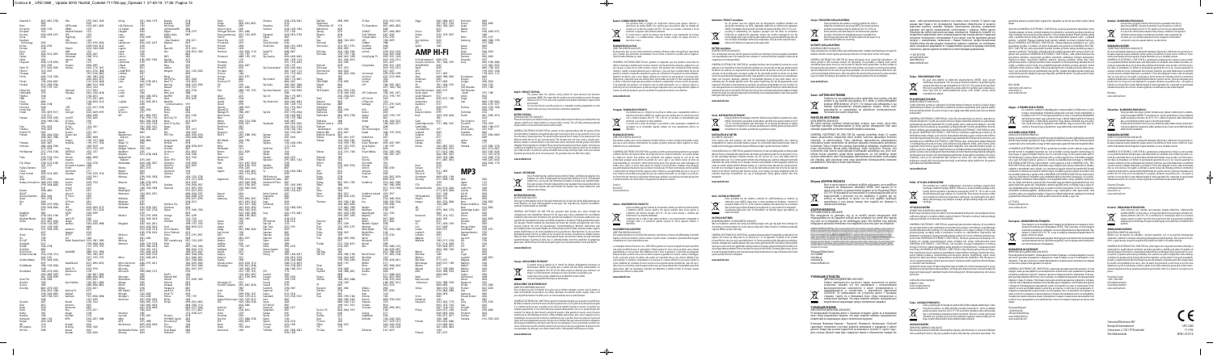# AMP HI-FI

# MP3